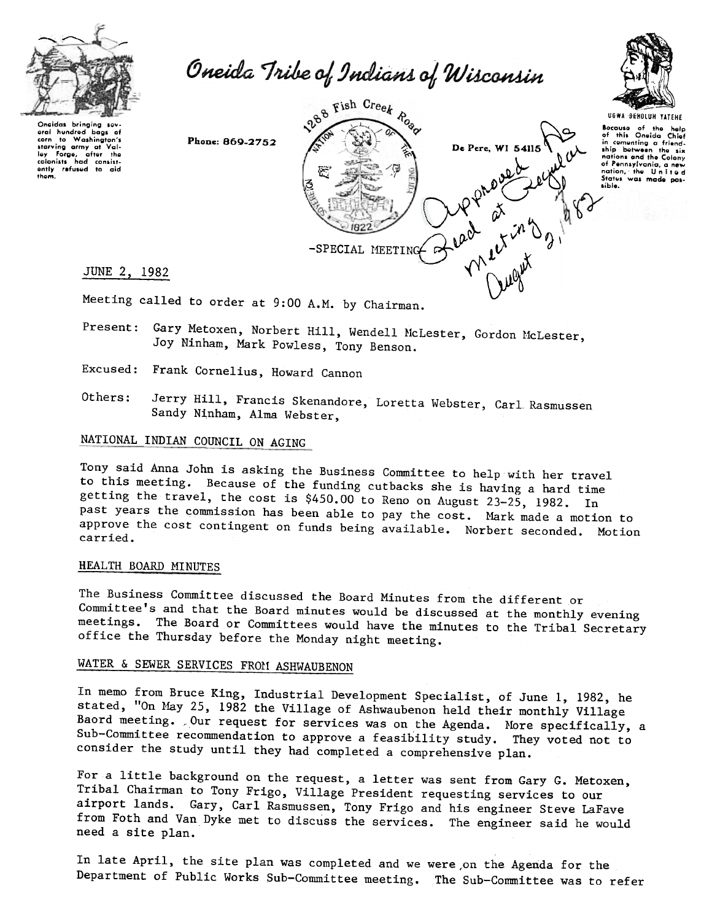# Oneida Tribe of Indians of Wisconsin

Oneidas bringing several hundred bags of corn to Washington's starving army at Valley Forge, after the colonists had consistently refused to aid them.

Phone: 869-2752

1288 Fish Creek Road
De Pere, WI 54115

UGWA DEHOLUH YATEHE

Because of the help of this Oneida Chief in cementing a friendship between the six nations and the Colony of Pennsylvania, a new nation, the United States was made possible.

-SPECIAL MEETING-

Approved As Read at Regular Meeting August 2, 1982

JUNE 2, 1982

Meeting called to order at 9:00 A.M. by Chairman.

Present: Gary Metoxen, Norbert Hill, Wendell McLester, Gordon McLester, Joy Ninham, Mark Powless, Tony Benson.

Excused: Frank Cornelius, Howard Cannon

Others: Jerry Hill, Francis Skenandore, Loretta Webster, Carl Rasmussen Sandy Ninham, Alma Webster,

## NATIONAL INDIAN COUNCIL ON AGING

Tony said Anna John is asking the Business Committee to help with her travel to this meeting. Because of the funding cutbacks she is having a hard time getting the travel, the cost is $450.00 to Reno on August 23-25, 1982. In past years the commission has been able to pay the cost. Mark made a motion to approve the cost contingent on funds being available. Norbert seconded. Motion carried.

## HEALTH BOARD MINUTES

The Business Committee discussed the Board Minutes from the different or Committee's and that the Board minutes would be discussed at the monthly evening meetings. The Board or Committees would have the minutes to the Tribal Secretary office the Thursday before the Monday night meeting.

## WATER & SEWER SERVICES FROM ASHWAUBENON

In memo from Bruce King, Industrial Development Specialist, of June 1, 1982, he stated, "On May 25, 1982 the Village of Ashwaubenon held their monthly Village Baord meeting. Our request for services was on the Agenda. More specifically, a Sub-Committee recommendation to approve a feasibility study. They voted not to consider the study until they had completed a comprehensive plan.

For a little background on the request, a letter was sent from Gary G. Metoxen, Tribal Chairman to Tony Frigo, Village President requesting services to our airport lands. Gary, Carl Rasmussen, Tony Frigo and his engineer Steve LaFave from Foth and Van Dyke met to discuss the services. The engineer said he would need a site plan.

In late April, the site plan was completed and we were on the Agenda for the Department of Public Works Sub-Committee meeting. The Sub-Committee was to refer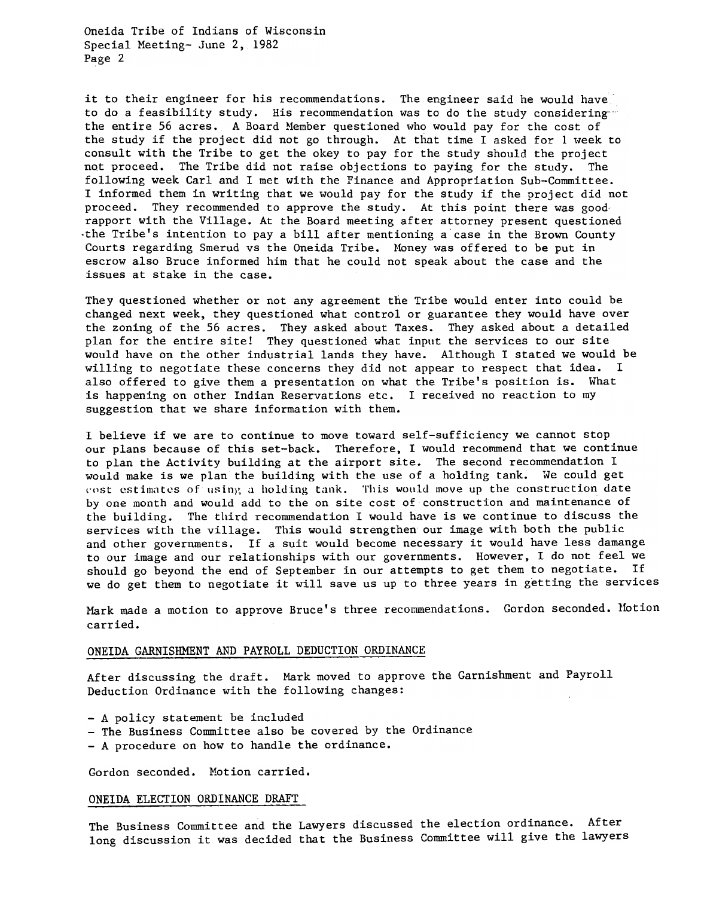it to their engineer for his recommendations. The engineer said he would have to do a feasibility study. His recommendation was to do the study considering the entire 56 acres. A Board Member questioned who would pay for the cost of the study if the project did not go through. At that time I asked for 1 week to consult with the Tribe to get the okey to pay for the study should the project not proceed. The Tribe did not raise objections to paying for the study. The following week Carl and I met with the Finance and Appropriation Sub-Committee. I informed them in writing that we would pay for the study if the project did not proceed. They recommended to approve the study. At this point there was good rapport with the Village. At the Board meeting after attorney present questioned the Tribe's intention to pay a bill after mentioning a case in the Brown County Courts regarding Smerud vs the Oneida Tribe. Money was offered to be put in escrow also Bruce informed him that he could not speak about the case and the issues at stake in the case.

They questioned whether or not any agreement the Tribe would enter into could be changed next week, they questioned what control or guarantee they would have over the zoning of the 56 acres. They asked about Taxes. They asked about a detailed plan for the entire site! They questioned what input the services to our site would have on the other industrial lands they have. Although I stated we would be willing to negotiate these concerns they did not appear to respect that idea. I also offered to give them a presentation on what the Tribe's position is. What is happening on other Indian Reservations etc. I received no reaction to my suggestion that we share information with them.

I believe if we are to continue to move toward self-sufficiency we cannot stop our plans because of this set-back. Therefore, I would recommend that we continue to plan the Activity building at the airport site. The second recommendation I would make is we plan the building with the use of a holding tank. We could get cost estimates of using a holding tank. This would move up the construction date by one month and would add to the on site cost of construction and maintenance of the building. The third recommendation I would have is we continue to discuss the services with the village. This would strengthen our image with both the public and other governments. If a suit would become necessary it would have less damange to our image and our relationships with our governments. However, I do not feel we should go beyond the end of September in our attempts to get them to negotiate. If we do get them to negotiate it will save us up to three years in getting the services

Mark made a motion to approve Bruce's three recommendations. Gordon seconded. Motion carried.

## ONEIDA GARNISHMENT AND PAYROLL DEDUCTION ORDINANCE

After discussing the draft. Mark moved to approve the Garnishment and Payroll Deduction Ordinance with the following changes:

- A policy statement be included
- The Business Committee also be covered by the Ordinance
- A procedure on how to handle the ordinance.

Gordon seconded. Motion carried.

## ONEIDA ELECTION ORDINANCE DRAFT

The Business Committee and the Lawyers discussed the election ordinance. After long discussion it was decided that the Business Committee will give the lawyers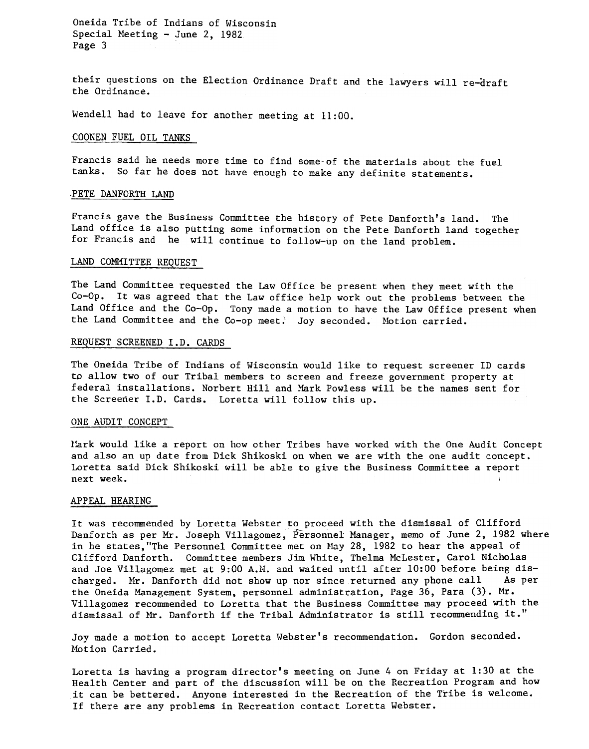their questions on the Election Ordinance Draft and the lawyers will re-draft the Ordinance.

Wendell had to leave for another meeting at 11:00.

## COONEN FUEL OIL TANKS

Francis said he needs more time to find some of the materials about the fuel tanks. So far he does not have enough to make any definite statements.

## PETE DANFORTH LAND

Francis gave the Business Committee the history of Pete Danforth's land. The Land office is also putting some information on the Pete Danforth land together for Francis and he will continue to follow-up on the land problem.

## LAND COMMITTEE REQUEST

The Land Committee requested the Law Office be present when they meet with the Co-Op. It was agreed that the Law office help work out the problems between the Land Office and the Co-Op. Tony made a motion to have the Law Office present when the Land Committee and the Co-op meet. Joy seconded. Motion carried.

## REQUEST SCREENED I.D. CARDS

The Oneida Tribe of Indians of Wisconsin would like to request screener ID cards to allow two of our Tribal members to screen and freeze government property at federal installations. Norbert Hill and Mark Powless will be the names sent for the Screener I.D. Cards. Loretta will follow this up.

## ONE AUDIT CONCEPT

Mark would like a report on how other Tribes have worked with the One Audit Concept and also an up date from Dick Shikoski on when we are with the one audit concept. Loretta said Dick Shikoski will be able to give the Business Committee a report next week.

## APPEAL HEARING

It was recommended by Loretta Webster to proceed with the dismissal of Clifford Danforth as per Mr. Joseph Villagomez, Personnel Manager, memo of June 2, 1982 where in he states,"The Personnel Committee met on May 28, 1982 to hear the appeal of Clifford Danforth. Committee members Jim White, Thelma McLester, Carol Nicholas and Joe Villagomez met at 9:00 A.M. and waited until after 10:00 before being discharged. Mr. Danforth did not show up nor since returned any phone call As per the Oneida Management System, personnel administration, Page 36, Para (3). Mr. Villagomez recommended to Loretta that the Business Committee may proceed with the dismissal of Mr. Danforth if the Tribal Administrator is still recommending it."

Joy made a motion to accept Loretta Webster's recommendation. Gordon seconded. Motion Carried.

Loretta is having a program director's meeting on June 4 on Friday at 1:30 at the Health Center and part of the discussion will be on the Recreation Program and how it can be bettered. Anyone interested in the Recreation of the Tribe is welcome. If there are any problems in Recreation contact Loretta Webster.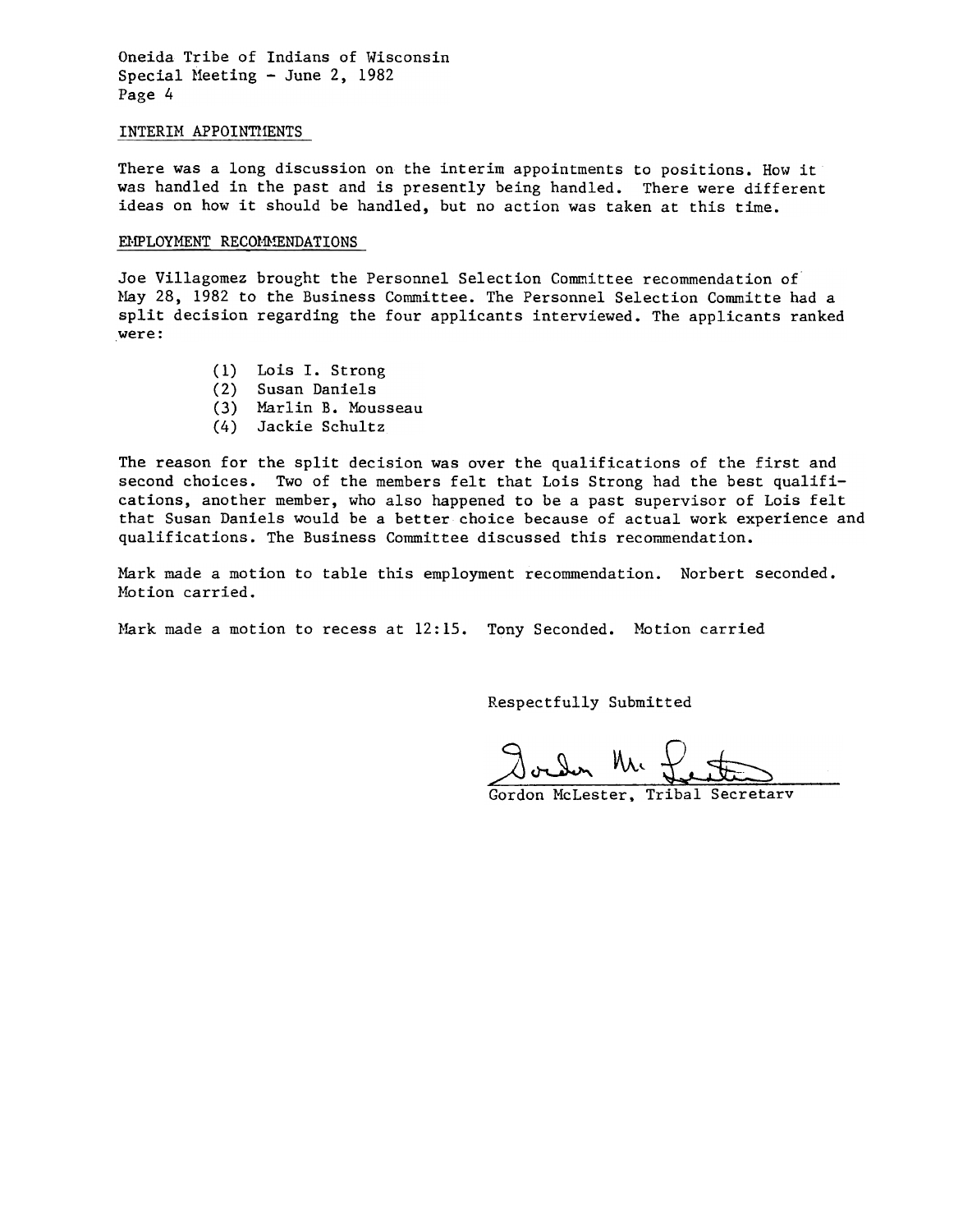## INTERIM APPOINTMENTS

There was a long discussion on the interim appointments to positions. How it was handled in the past and is presently being handled. There were different ideas on how it should be handled, but no action was taken at this time.

## EMPLOYMENT RECOMMENDATIONS

Joe Villagomez brought the Personnel Selection Committee recommendation of May 28, 1982 to the Business Committee. The Personnel Selection Committte had a split decision regarding the four applicants interviewed. The applicants ranked were:

(1) Lois I. Strong
(2) Susan Daniels
(3) Marlin B. Mousseau
(4) Jackie Schultz

The reason for the split decision was over the qualifications of the first and second choices. Two of the members felt that Lois Strong had the best qualifications, another member, who also happened to be a past supervisor of Lois felt that Susan Daniels would be a better choice because of actual work experience and qualifications. The Business Committee discussed this recommendation.

Mark made a motion to table this employment recommendation. Norbert seconded. Motion carried.

Mark made a motion to recess at 12:15. Tony Seconded. Motion carried

Respectfully Submitted

Gordon McLester, Tribal Secretary